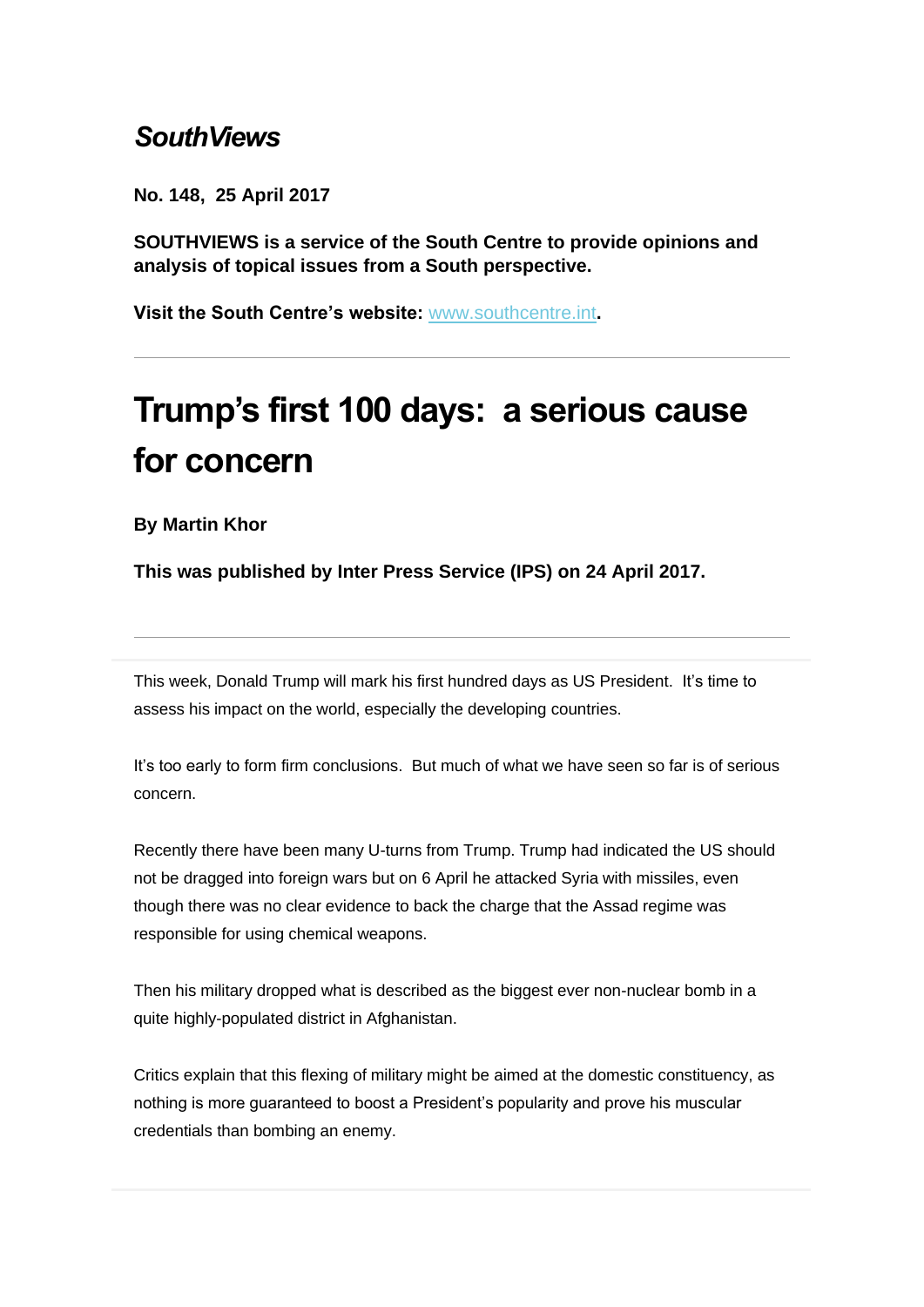***SouthViews***

**No. 148, 25 April 2017**

**SOUTHVIEWS is a service of the South Centre to provide opinions and analysis of topical issues from a South perspective.**

**Visit the South Centre's website:** www.southcentre.int**.**

---

# Trump's first 100 days: a serious cause for concern

**By Martin Khor**

**This was published by Inter Press Service (IPS) on 24 April 2017.**

---

This week, Donald Trump will mark his first hundred days as US President. It's time to assess his impact on the world, especially the developing countries.

It's too early to form firm conclusions. But much of what we have seen so far is of serious concern.

Recently there have been many U-turns from Trump. Trump had indicated the US should not be dragged into foreign wars but on 6 April he attacked Syria with missiles, even though there was no clear evidence to back the charge that the Assad regime was responsible for using chemical weapons.

Then his military dropped what is described as the biggest ever non-nuclear bomb in a quite highly-populated district in Afghanistan.

Critics explain that this flexing of military might be aimed at the domestic constituency, as nothing is more guaranteed to boost a President's popularity and prove his muscular credentials than bombing an enemy.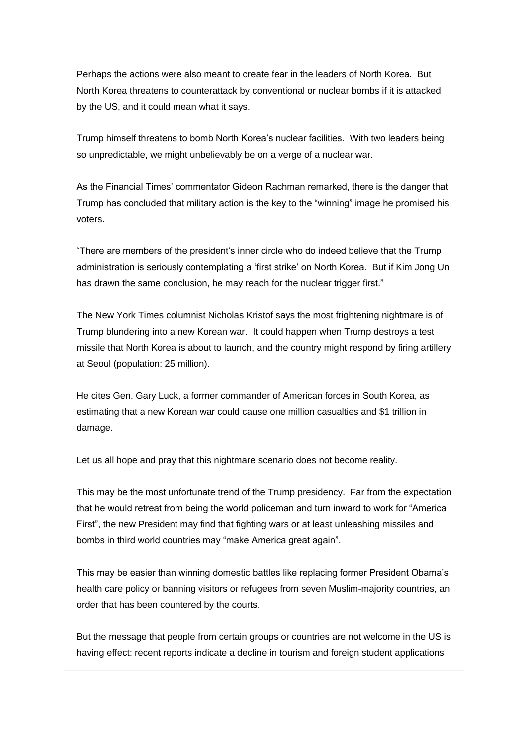Perhaps the actions were also meant to create fear in the leaders of North Korea. But North Korea threatens to counterattack by conventional or nuclear bombs if it is attacked by the US, and it could mean what it says.

Trump himself threatens to bomb North Korea's nuclear facilities. With two leaders being so unpredictable, we might unbelievably be on a verge of a nuclear war.

As the Financial Times' commentator Gideon Rachman remarked, there is the danger that Trump has concluded that military action is the key to the "winning" image he promised his voters.

"There are members of the president's inner circle who do indeed believe that the Trump administration is seriously contemplating a 'first strike' on North Korea. But if Kim Jong Un has drawn the same conclusion, he may reach for the nuclear trigger first."

The New York Times columnist Nicholas Kristof says the most frightening nightmare is of Trump blundering into a new Korean war. It could happen when Trump destroys a test missile that North Korea is about to launch, and the country might respond by firing artillery at Seoul (population: 25 million).

He cites Gen. Gary Luck, a former commander of American forces in South Korea, as estimating that a new Korean war could cause one million casualties and $1 trillion in damage.

Let us all hope and pray that this nightmare scenario does not become reality.

This may be the most unfortunate trend of the Trump presidency. Far from the expectation that he would retreat from being the world policeman and turn inward to work for "America First", the new President may find that fighting wars or at least unleashing missiles and bombs in third world countries may "make America great again".

This may be easier than winning domestic battles like replacing former President Obama's health care policy or banning visitors or refugees from seven Muslim-majority countries, an order that has been countered by the courts.

But the message that people from certain groups or countries are not welcome in the US is having effect: recent reports indicate a decline in tourism and foreign student applications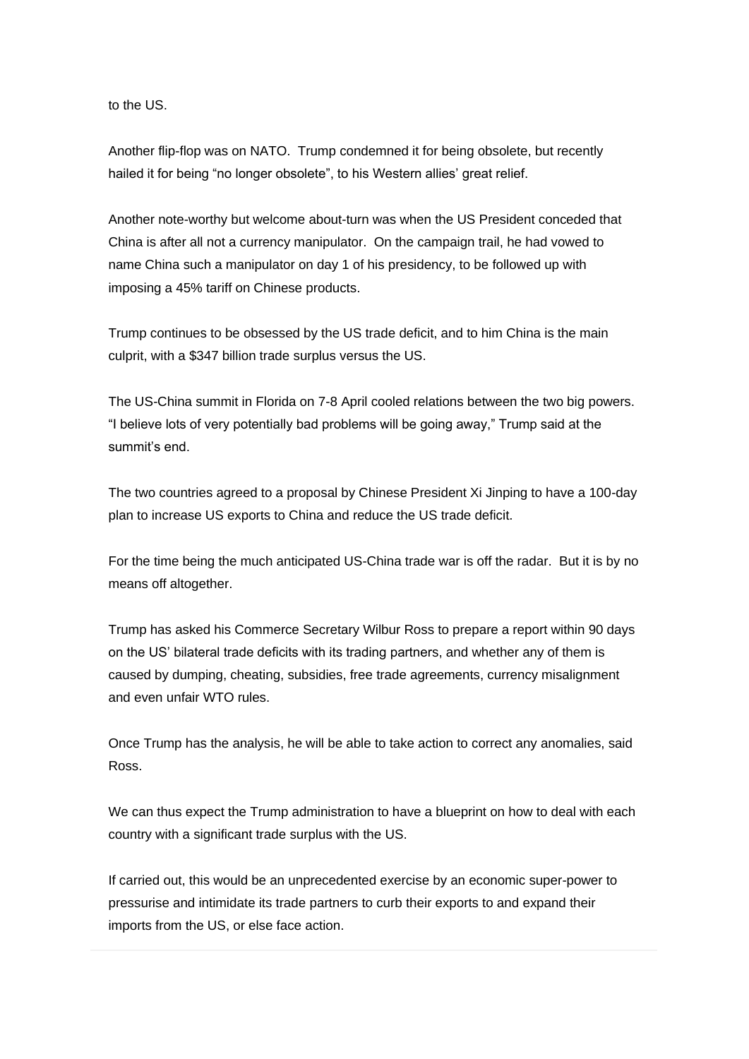to the US.

Another flip-flop was on NATO. Trump condemned it for being obsolete, but recently hailed it for being "no longer obsolete", to his Western allies' great relief.

Another note-worthy but welcome about-turn was when the US President conceded that China is after all not a currency manipulator. On the campaign trail, he had vowed to name China such a manipulator on day 1 of his presidency, to be followed up with imposing a 45% tariff on Chinese products.

Trump continues to be obsessed by the US trade deficit, and to him China is the main culprit, with a $347 billion trade surplus versus the US.

The US-China summit in Florida on 7-8 April cooled relations between the two big powers. "I believe lots of very potentially bad problems will be going away," Trump said at the summit's end.

The two countries agreed to a proposal by Chinese President Xi Jinping to have a 100-day plan to increase US exports to China and reduce the US trade deficit.

For the time being the much anticipated US-China trade war is off the radar. But it is by no means off altogether.

Trump has asked his Commerce Secretary Wilbur Ross to prepare a report within 90 days on the US' bilateral trade deficits with its trading partners, and whether any of them is caused by dumping, cheating, subsidies, free trade agreements, currency misalignment and even unfair WTO rules.

Once Trump has the analysis, he will be able to take action to correct any anomalies, said Ross.

We can thus expect the Trump administration to have a blueprint on how to deal with each country with a significant trade surplus with the US.

If carried out, this would be an unprecedented exercise by an economic super-power to pressurise and intimidate its trade partners to curb their exports to and expand their imports from the US, or else face action.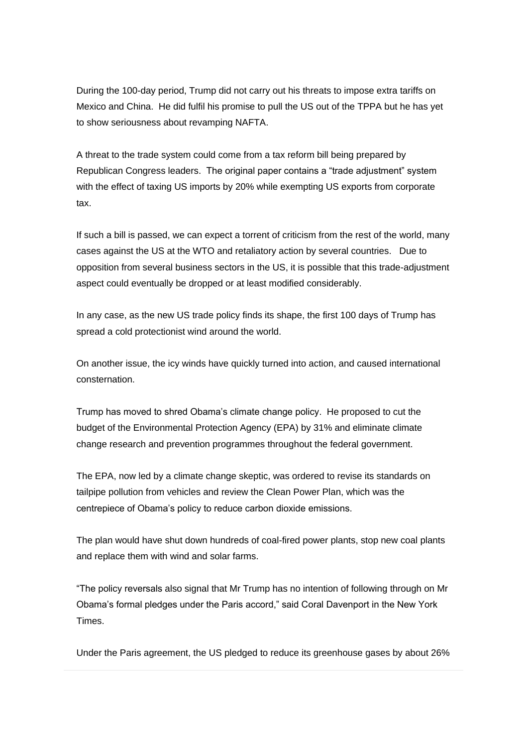During the 100-day period, Trump did not carry out his threats to impose extra tariffs on Mexico and China. He did fulfil his promise to pull the US out of the TPPA but he has yet to show seriousness about revamping NAFTA.

A threat to the trade system could come from a tax reform bill being prepared by Republican Congress leaders. The original paper contains a "trade adjustment" system with the effect of taxing US imports by 20% while exempting US exports from corporate tax.

If such a bill is passed, we can expect a torrent of criticism from the rest of the world, many cases against the US at the WTO and retaliatory action by several countries. Due to opposition from several business sectors in the US, it is possible that this trade-adjustment aspect could eventually be dropped or at least modified considerably.

In any case, as the new US trade policy finds its shape, the first 100 days of Trump has spread a cold protectionist wind around the world.

On another issue, the icy winds have quickly turned into action, and caused international consternation.

Trump has moved to shred Obama's climate change policy. He proposed to cut the budget of the Environmental Protection Agency (EPA) by 31% and eliminate climate change research and prevention programmes throughout the federal government.

The EPA, now led by a climate change skeptic, was ordered to revise its standards on tailpipe pollution from vehicles and review the Clean Power Plan, which was the centrepiece of Obama's policy to reduce carbon dioxide emissions.

The plan would have shut down hundreds of coal-fired power plants, stop new coal plants and replace them with wind and solar farms.

"The policy reversals also signal that Mr Trump has no intention of following through on Mr Obama's formal pledges under the Paris accord," said Coral Davenport in the New York Times.

Under the Paris agreement, the US pledged to reduce its greenhouse gases by about 26%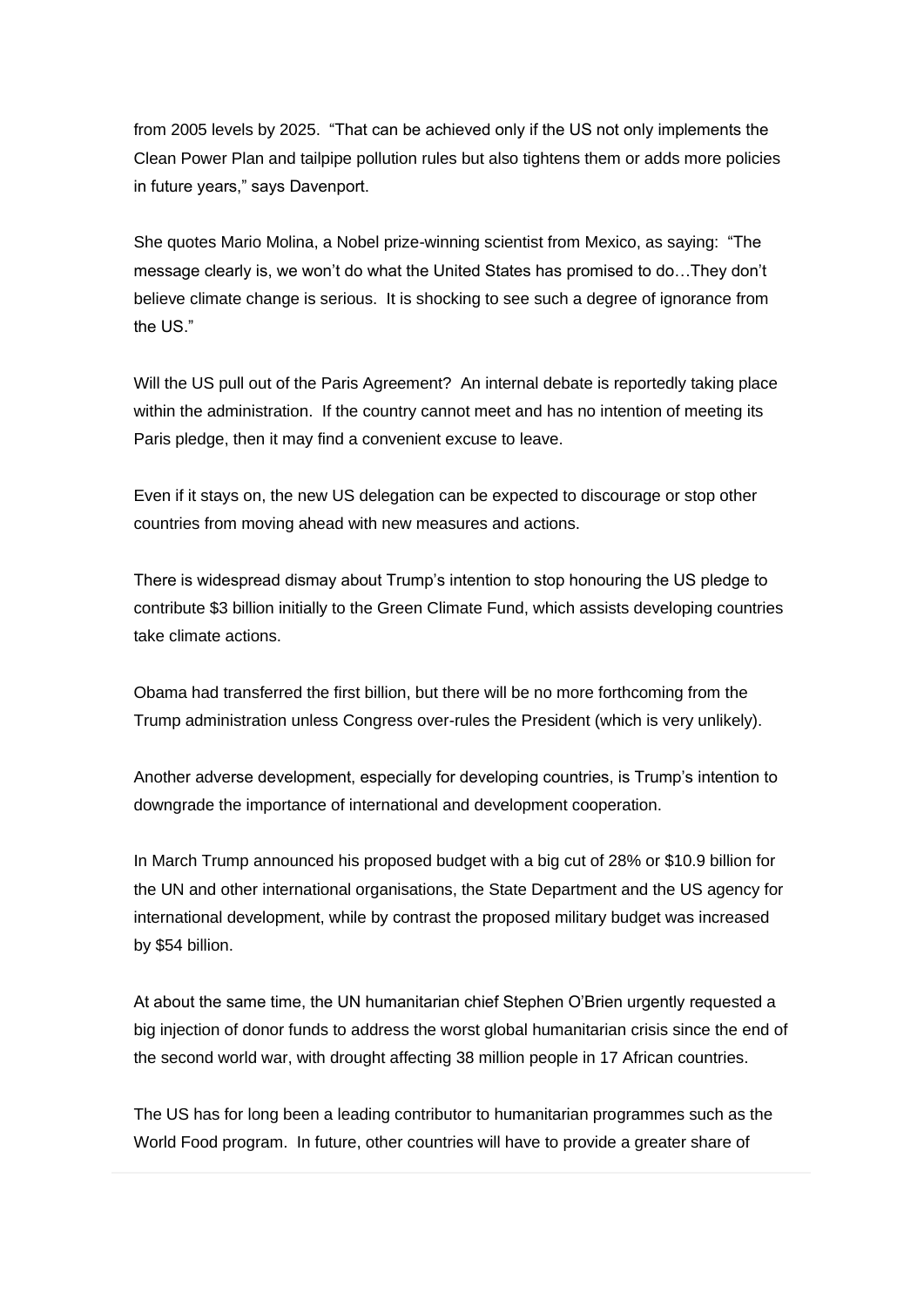from 2005 levels by 2025. "That can be achieved only if the US not only implements the Clean Power Plan and tailpipe pollution rules but also tightens them or adds more policies in future years," says Davenport.

She quotes Mario Molina, a Nobel prize-winning scientist from Mexico, as saying: "The message clearly is, we won't do what the United States has promised to do…They don't believe climate change is serious. It is shocking to see such a degree of ignorance from the US."

Will the US pull out of the Paris Agreement? An internal debate is reportedly taking place within the administration. If the country cannot meet and has no intention of meeting its Paris pledge, then it may find a convenient excuse to leave.

Even if it stays on, the new US delegation can be expected to discourage or stop other countries from moving ahead with new measures and actions.

There is widespread dismay about Trump's intention to stop honouring the US pledge to contribute $3 billion initially to the Green Climate Fund, which assists developing countries take climate actions.

Obama had transferred the first billion, but there will be no more forthcoming from the Trump administration unless Congress over-rules the President (which is very unlikely).

Another adverse development, especially for developing countries, is Trump's intention to downgrade the importance of international and development cooperation.

In March Trump announced his proposed budget with a big cut of 28% or $10.9 billion for the UN and other international organisations, the State Department and the US agency for international development, while by contrast the proposed military budget was increased by $54 billion.

At about the same time, the UN humanitarian chief Stephen O'Brien urgently requested a big injection of donor funds to address the worst global humanitarian crisis since the end of the second world war, with drought affecting 38 million people in 17 African countries.

The US has for long been a leading contributor to humanitarian programmes such as the World Food program. In future, other countries will have to provide a greater share of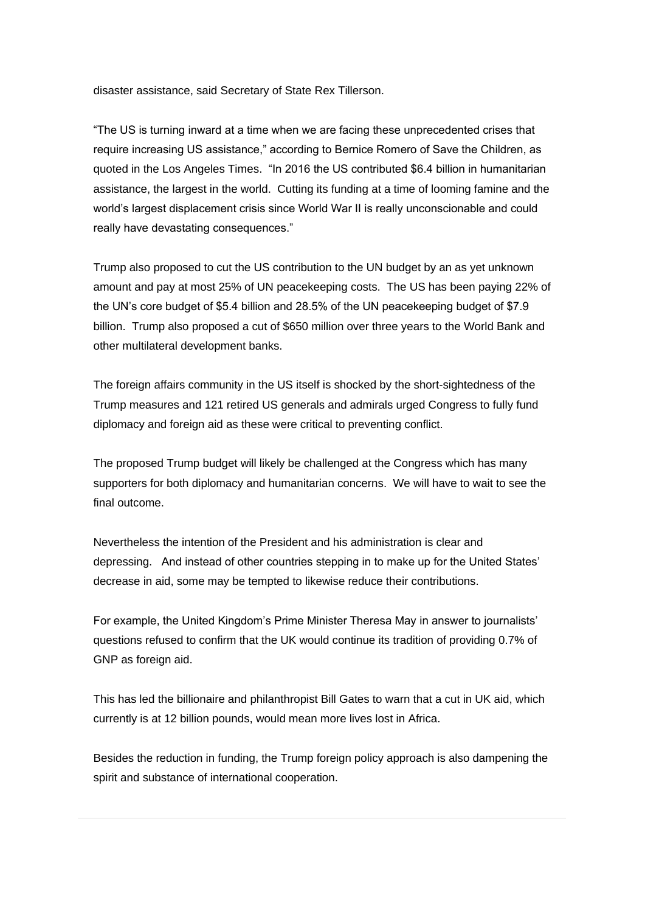disaster assistance, said Secretary of State Rex Tillerson.

"The US is turning inward at a time when we are facing these unprecedented crises that require increasing US assistance," according to Bernice Romero of Save the Children, as quoted in the Los Angeles Times. "In 2016 the US contributed $6.4 billion in humanitarian assistance, the largest in the world. Cutting its funding at a time of looming famine and the world's largest displacement crisis since World War II is really unconscionable and could really have devastating consequences."

Trump also proposed to cut the US contribution to the UN budget by an as yet unknown amount and pay at most 25% of UN peacekeeping costs. The US has been paying 22% of the UN's core budget of $5.4 billion and 28.5% of the UN peacekeeping budget of $7.9 billion. Trump also proposed a cut of $650 million over three years to the World Bank and other multilateral development banks.

The foreign affairs community in the US itself is shocked by the short-sightedness of the Trump measures and 121 retired US generals and admirals urged Congress to fully fund diplomacy and foreign aid as these were critical to preventing conflict.

The proposed Trump budget will likely be challenged at the Congress which has many supporters for both diplomacy and humanitarian concerns. We will have to wait to see the final outcome.

Nevertheless the intention of the President and his administration is clear and depressing. And instead of other countries stepping in to make up for the United States' decrease in aid, some may be tempted to likewise reduce their contributions.

For example, the United Kingdom's Prime Minister Theresa May in answer to journalists' questions refused to confirm that the UK would continue its tradition of providing 0.7% of GNP as foreign aid.

This has led the billionaire and philanthropist Bill Gates to warn that a cut in UK aid, which currently is at 12 billion pounds, would mean more lives lost in Africa.

Besides the reduction in funding, the Trump foreign policy approach is also dampening the spirit and substance of international cooperation.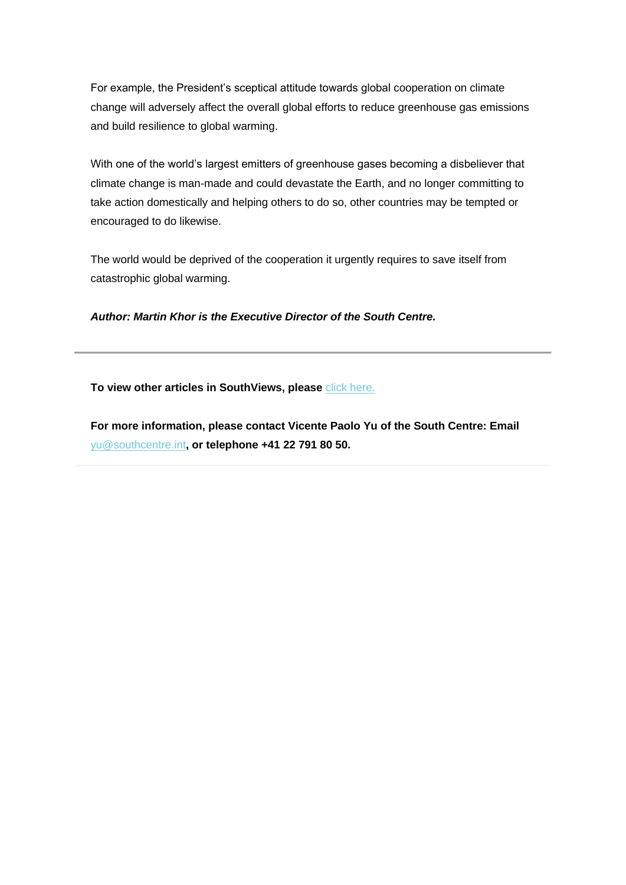For example, the President's sceptical attitude towards global cooperation on climate change will adversely affect the overall global efforts to reduce greenhouse gas emissions and build resilience to global warming.

With one of the world's largest emitters of greenhouse gases becoming a disbeliever that climate change is man-made and could devastate the Earth, and no longer committing to take action domestically and helping others to do so, other countries may be tempted or encouraged to do likewise.

The world would be deprived of the cooperation it urgently requires to save itself from catastrophic global warming.

***Author: Martin Khor is the Executive Director of the South Centre.***

---

**To view other articles in SouthViews, please** click here.

**For more information, please contact Vicente Paolo Yu of the South Centre: Email** yu@southcentre.int**, or telephone +41 22 791 80 50.**